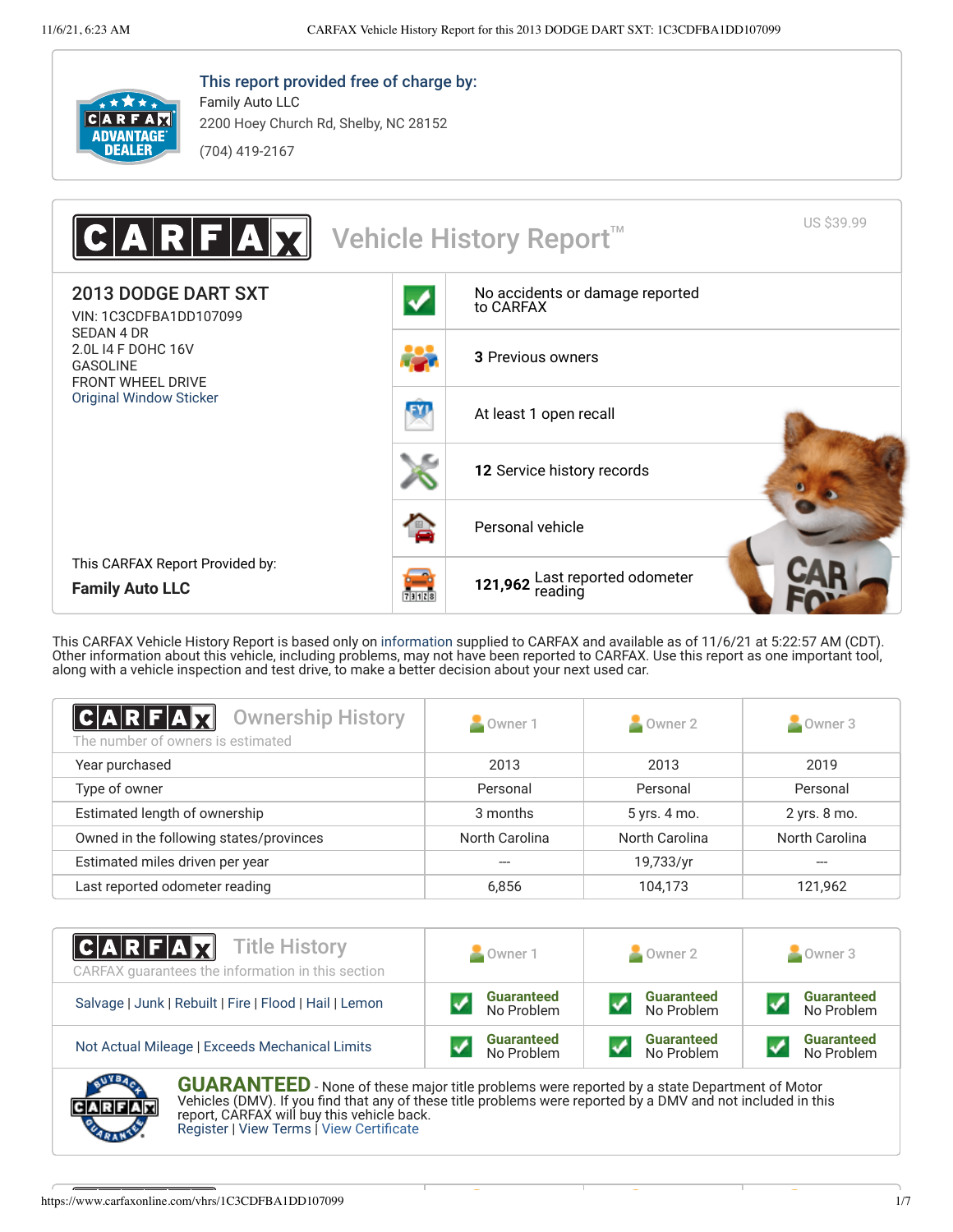**This report provided free of charge by:**

Family Auto LLC
2200 Hoey Church Rd, Shelby, NC 28152
(704) 419-2167

# CARFAX Vehicle History Report™

US $39.99

## 2013 DODGE DART SXT

VIN: 1C3CDFBA1DD107099
SEDAN 4 DR
2.0L I4 F DOHC 16V
GASOLINE
FRONT WHEEL DRIVE
Original Window Sticker

- No accidents or damage reported to CARFAX
- **3** Previous owners
- At least 1 open recall
- **12** Service history records
- Personal vehicle
- **121,962** Last reported odometer reading

This CARFAX Report Provided by:
**Family Auto LLC**

This CARFAX Vehicle History Report is based only on information supplied to CARFAX and available as of 11/6/21 at 5:22:57 AM (CDT). Other information about this vehicle, including problems, may not have been reported to CARFAX. Use this report as one important tool, along with a vehicle inspection and test drive, to make a better decision about your next used car.

## Ownership History

The number of owners is estimated

| | Owner 1 | Owner 2 | Owner 3 |
|---|---|---|---|
| Year purchased | 2013 | 2013 | 2019 |
| Type of owner | Personal | Personal | Personal |
| Estimated length of ownership | 3 months | 5 yrs. 4 mo. | 2 yrs. 8 mo. |
| Owned in the following states/provinces | North Carolina | North Carolina | North Carolina |
| Estimated miles driven per year | --- | 19,733/yr | --- |
| Last reported odometer reading | 6,856 | 104,173 | 121,962 |

## Title History

CARFAX guarantees the information in this section

| | Owner 1 | Owner 2 | Owner 3 |
|---|---|---|---|
| Salvage \| Junk \| Rebuilt \| Fire \| Flood \| Hail \| Lemon | Guaranteed No Problem | Guaranteed No Problem | Guaranteed No Problem |
| Not Actual Mileage \| Exceeds Mechanical Limits | Guaranteed No Problem | Guaranteed No Problem | Guaranteed No Problem |

**GUARANTEED** - None of these major title problems were reported by a state Department of Motor Vehicles (DMV). If you find that any of these title problems were reported by a DMV and not included in this report, CARFAX will buy this vehicle back.
Register | View Terms | View Certificate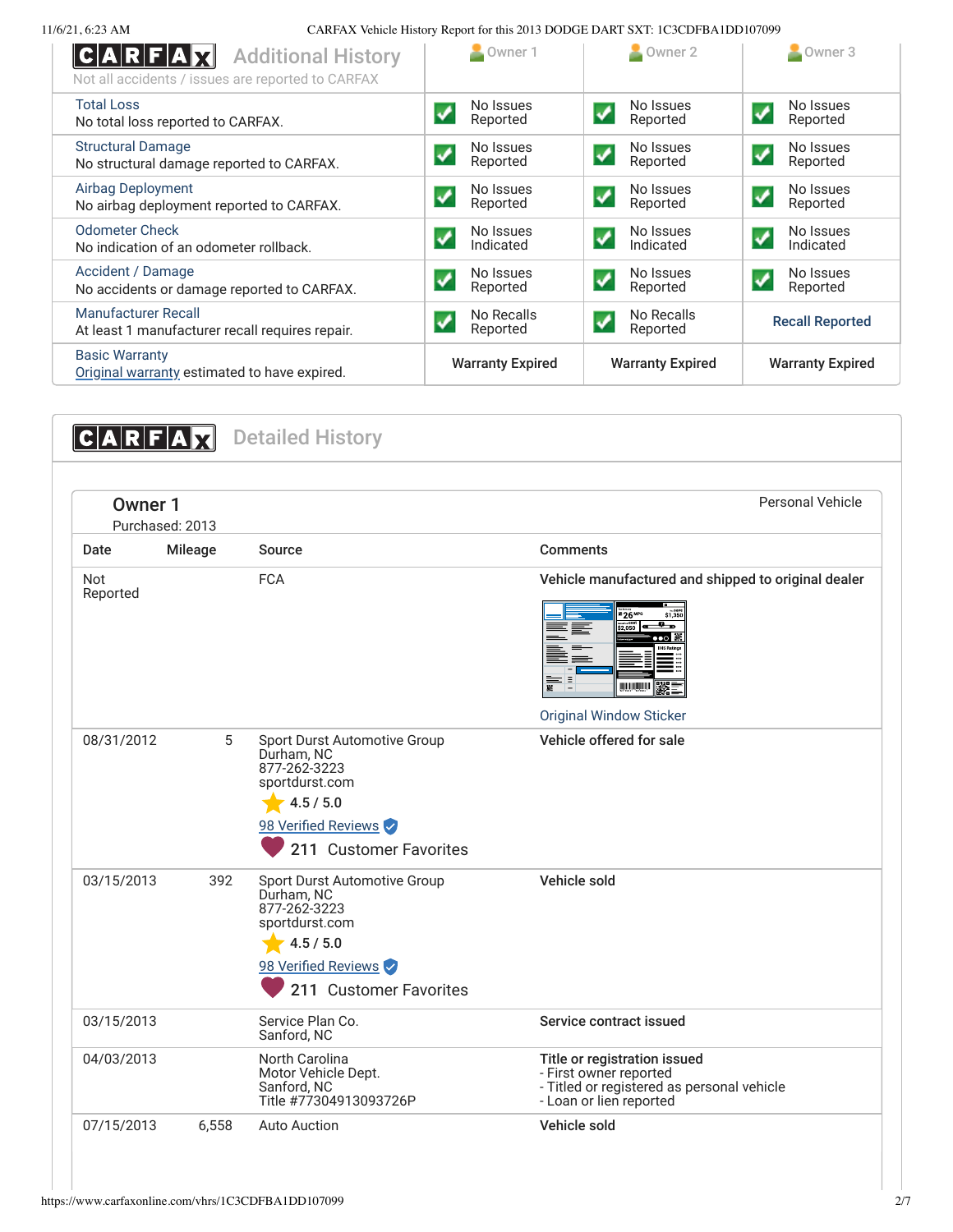## CARFAX Additional History

Not all accidents / issues are reported to CARFAX

| | Owner 1 | Owner 2 | Owner 3 |
|---|---|---|---|
| Total Loss<br>No total loss reported to CARFAX. | No Issues Reported | No Issues Reported | No Issues Reported |
| Structural Damage<br>No structural damage reported to CARFAX. | No Issues Reported | No Issues Reported | No Issues Reported |
| Airbag Deployment<br>No airbag deployment reported to CARFAX. | No Issues Reported | No Issues Reported | No Issues Reported |
| Odometer Check<br>No indication of an odometer rollback. | No Issues Indicated | No Issues Indicated | No Issues Indicated |
| Accident / Damage<br>No accidents or damage reported to CARFAX. | No Issues Reported | No Issues Reported | No Issues Reported |
| Manufacturer Recall<br>At least 1 manufacturer recall requires repair. | No Recalls Reported | No Recalls Reported | Recall Reported |
| Basic Warranty<br>Original warranty estimated to have expired. | Warranty Expired | Warranty Expired | Warranty Expired |

## CARFAX Detailed History

### Owner 1

Purchased: 2013

Personal Vehicle

| Date | Mileage | Source | Comments |
|---|---|---|---|
| Not Reported | | FCA | **Vehicle manufactured and shipped to original dealer**<br>Original Window Sticker |
| 08/31/2012 | 5 | Sport Durst Automotive Group<br>Durham, NC<br>877-262-3223<br>sportdurst.com<br>4.5 / 5.0<br>98 Verified Reviews<br>211 Customer Favorites | **Vehicle offered for sale** |
| 03/15/2013 | 392 | Sport Durst Automotive Group<br>Durham, NC<br>877-262-3223<br>sportdurst.com<br>4.5 / 5.0<br>98 Verified Reviews<br>211 Customer Favorites | **Vehicle sold** |
| 03/15/2013 | | Service Plan Co.<br>Sanford, NC | **Service contract issued** |
| 04/03/2013 | | North Carolina<br>Motor Vehicle Dept.<br>Sanford, NC<br>Title #77304913093726P | **Title or registration issued**<br>- First owner reported<br>- Titled or registered as personal vehicle<br>- Loan or lien reported |
| 07/15/2013 | 6,558 | Auto Auction | **Vehicle sold** |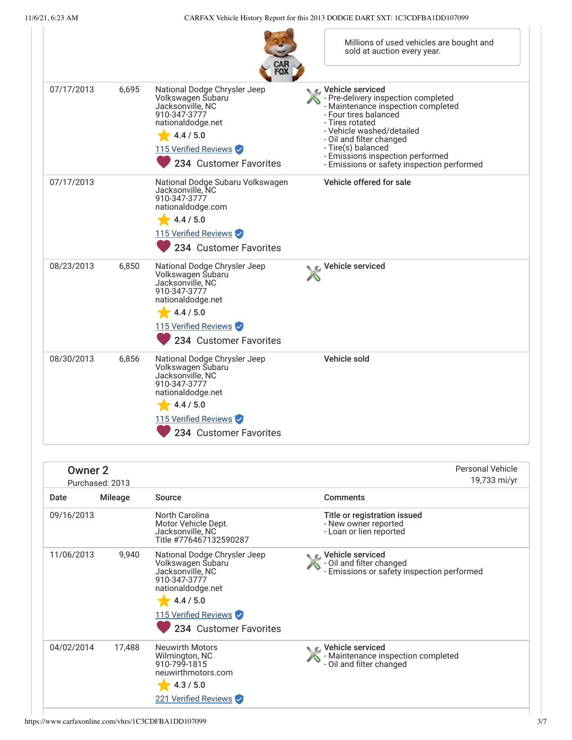Millions of used vehicles are bought and sold at auction every year.

| Date | Mileage | Source | Comments |
|---|---|---|---|
| 07/17/2013 | 6,695 | National Dodge Chrysler Jeep Volkswagen Subaru<br>Jacksonville, NC<br>910-347-3777<br>nationaldodge.net<br>4.4 / 5.0<br>115 Verified Reviews<br>234 Customer Favorites | **Vehicle serviced**<br>- Pre-delivery inspection completed<br>- Maintenance inspection completed<br>- Four tires balanced<br>- Tires rotated<br>- Vehicle washed/detailed<br>- Oil and filter changed<br>- Tire(s) balanced<br>- Emissions inspection performed<br>- Emissions or safety inspection performed |
| 07/17/2013 | | National Dodge Subaru Volkswagen<br>Jacksonville, NC<br>910-347-3777<br>nationaldodge.com<br>4.4 / 5.0<br>115 Verified Reviews<br>234 Customer Favorites | **Vehicle offered for sale** |
| 08/23/2013 | 6,850 | National Dodge Chrysler Jeep Volkswagen Subaru<br>Jacksonville, NC<br>910-347-3777<br>nationaldodge.net<br>4.4 / 5.0<br>115 Verified Reviews<br>234 Customer Favorites | **Vehicle serviced** |
| 08/30/2013 | 6,856 | National Dodge Chrysler Jeep Volkswagen Subaru<br>Jacksonville, NC<br>910-347-3777<br>nationaldodge.net<br>4.4 / 5.0<br>115 Verified Reviews<br>234 Customer Favorites | **Vehicle sold** |

## Owner 2

Purchased: 2013

Personal Vehicle
19,733 mi/yr

| Date | Mileage | Source | Comments |
|---|---|---|---|
| 09/16/2013 | | North Carolina Motor Vehicle Dept.<br>Jacksonville, NC<br>Title #776467132590287 | **Title or registration issued**<br>- New owner reported<br>- Loan or lien reported |
| 11/06/2013 | 9,940 | National Dodge Chrysler Jeep Volkswagen Subaru<br>Jacksonville, NC<br>910-347-3777<br>nationaldodge.net<br>4.4 / 5.0<br>115 Verified Reviews<br>234 Customer Favorites | **Vehicle serviced**<br>- Oil and filter changed<br>- Emissions or safety inspection performed |
| 04/02/2014 | 17,488 | Neuwirth Motors<br>Wilmington, NC<br>910-799-1815<br>neuwirthmotors.com<br>4.3 / 5.0<br>221 Verified Reviews | **Vehicle serviced**<br>- Maintenance inspection completed<br>- Oil and filter changed |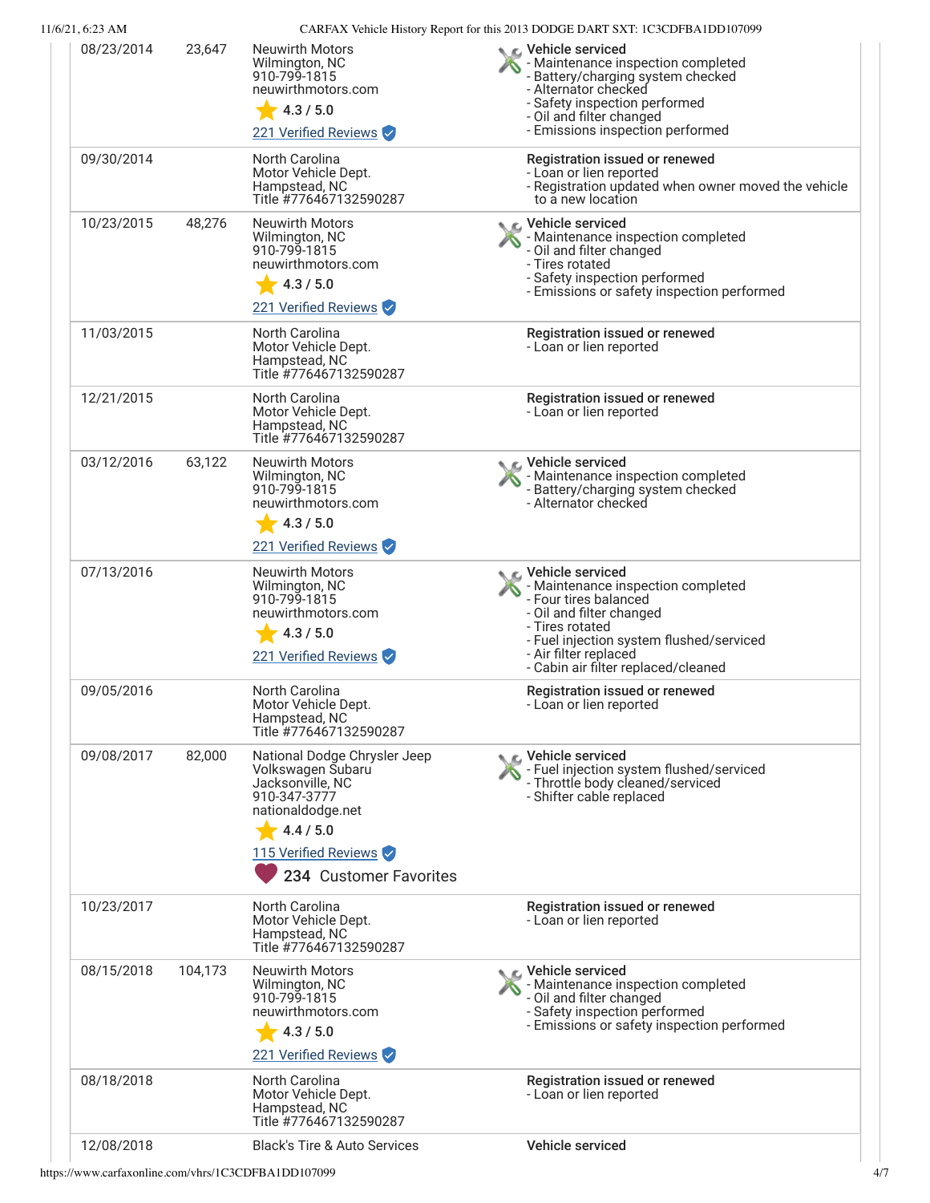| Date | Mileage | Source | Comments |
|---|---|---|---|
| 08/23/2014 | 23,647 | Neuwirth Motors<br>Wilmington, NC<br>910-799-1815<br>neuwirthmotors.com<br>4.3 / 5.0<br>221 Verified Reviews | **Vehicle serviced**<br>- Maintenance inspection completed<br>- Battery/charging system checked<br>- Alternator checked<br>- Safety inspection performed<br>- Oil and filter changed<br>- Emissions inspection performed |
| 09/30/2014 | | North Carolina<br>Motor Vehicle Dept.<br>Hampstead, NC<br>Title #776467132590287 | **Registration issued or renewed**<br>- Loan or lien reported<br>- Registration updated when owner moved the vehicle to a new location |
| 10/23/2015 | 48,276 | Neuwirth Motors<br>Wilmington, NC<br>910-799-1815<br>neuwirthmotors.com<br>4.3 / 5.0<br>221 Verified Reviews | **Vehicle serviced**<br>- Maintenance inspection completed<br>- Oil and filter changed<br>- Tires rotated<br>- Safety inspection performed<br>- Emissions or safety inspection performed |
| 11/03/2015 | | North Carolina<br>Motor Vehicle Dept.<br>Hampstead, NC<br>Title #776467132590287 | **Registration issued or renewed**<br>- Loan or lien reported |
| 12/21/2015 | | North Carolina<br>Motor Vehicle Dept.<br>Hampstead, NC<br>Title #776467132590287 | **Registration issued or renewed**<br>- Loan or lien reported |
| 03/12/2016 | 63,122 | Neuwirth Motors<br>Wilmington, NC<br>910-799-1815<br>neuwirthmotors.com<br>4.3 / 5.0<br>221 Verified Reviews | **Vehicle serviced**<br>- Maintenance inspection completed<br>- Battery/charging system checked<br>- Alternator checked |
| 07/13/2016 | | Neuwirth Motors<br>Wilmington, NC<br>910-799-1815<br>neuwirthmotors.com<br>4.3 / 5.0<br>221 Verified Reviews | **Vehicle serviced**<br>- Maintenance inspection completed<br>- Four tires balanced<br>- Oil and filter changed<br>- Tires rotated<br>- Fuel injection system flushed/serviced<br>- Air filter replaced<br>- Cabin air filter replaced/cleaned |
| 09/05/2016 | | North Carolina<br>Motor Vehicle Dept.<br>Hampstead, NC<br>Title #776467132590287 | **Registration issued or renewed**<br>- Loan or lien reported |
| 09/08/2017 | 82,000 | National Dodge Chrysler Jeep Volkswagen Subaru<br>Jacksonville, NC<br>910-347-3777<br>nationaldodge.net<br>4.4 / 5.0<br>115 Verified Reviews<br>234 Customer Favorites | **Vehicle serviced**<br>- Fuel injection system flushed/serviced<br>- Throttle body cleaned/serviced<br>- Shifter cable replaced |
| 10/23/2017 | | North Carolina<br>Motor Vehicle Dept.<br>Hampstead, NC<br>Title #776467132590287 | **Registration issued or renewed**<br>- Loan or lien reported |
| 08/15/2018 | 104,173 | Neuwirth Motors<br>Wilmington, NC<br>910-799-1815<br>neuwirthmotors.com<br>4.3 / 5.0<br>221 Verified Reviews | **Vehicle serviced**<br>- Maintenance inspection completed<br>- Oil and filter changed<br>- Safety inspection performed<br>- Emissions or safety inspection performed |
| 08/18/2018 | | North Carolina<br>Motor Vehicle Dept.<br>Hampstead, NC<br>Title #776467132590287 | **Registration issued or renewed**<br>- Loan or lien reported |
| 12/08/2018 | | Black's Tire & Auto Services | **Vehicle serviced** |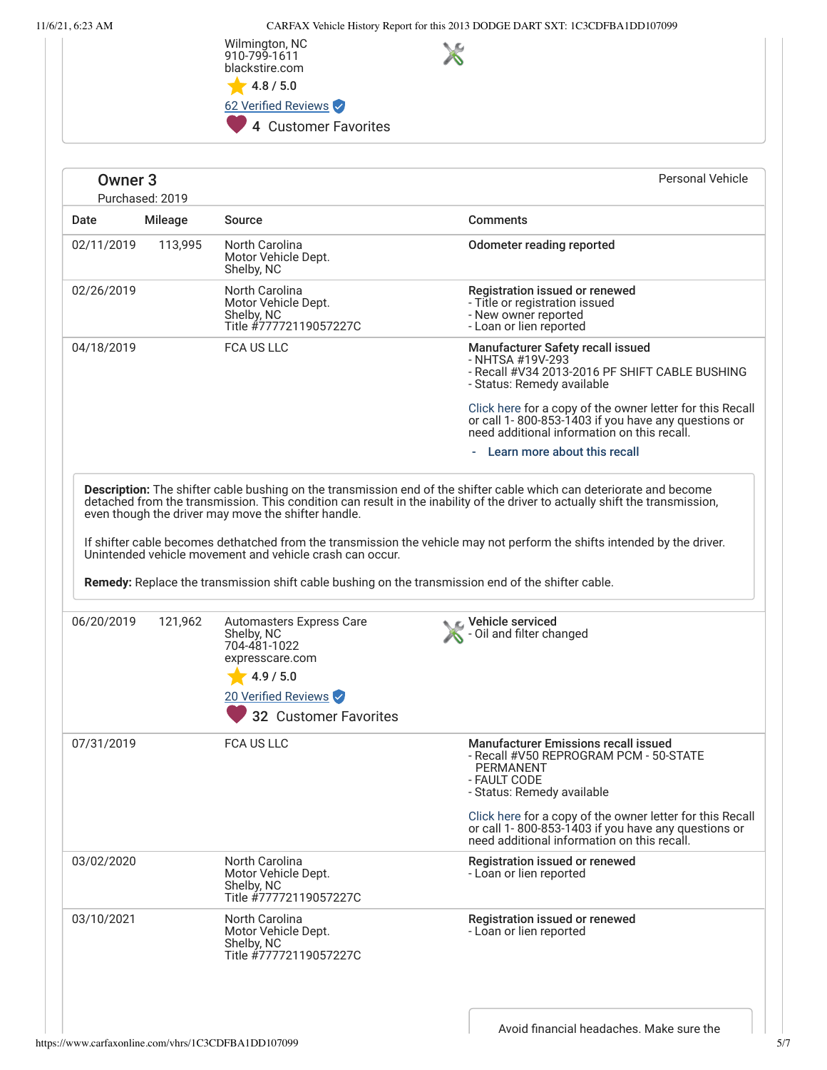Wilmington, NC
910-799-1611
blackstire.com
4.8 / 5.0
62 Verified Reviews
4 Customer Favorites

## Owner 3

Purchased: 2019

Personal Vehicle

| Date | Mileage | Source | Comments |
| --- | --- | --- | --- |
| 02/11/2019 | 113,995 | North Carolina Motor Vehicle Dept. Shelby, NC | **Odometer reading reported** |
| 02/26/2019 | | North Carolina Motor Vehicle Dept. Shelby, NC Title #77772119057227C | **Registration issued or renewed** - Title or registration issued - New owner reported - Loan or lien reported |
| 04/18/2019 | | FCA US LLC | **Manufacturer Safety recall issued** - NHTSA #19V-293 - Recall #V34 2013-2016 PF SHIFT CABLE BUSHING - Status: Remedy available<br><br>Click here for a copy of the owner letter for this Recall or call 1- 800-853-1403 if you have any questions or need additional information on this recall.<br><br>- Learn more about this recall |

**Description:** The shifter cable bushing on the transmission end of the shifter cable which can deteriorate and become detached from the transmission. This condition can result in the inability of the driver to actually shift the transmission, even though the driver may move the shifter handle.

If shifter cable becomes dethatched from the transmission the vehicle may not perform the shifts intended by the driver. Unintended vehicle movement and vehicle crash can occur.

**Remedy:** Replace the transmission shift cable bushing on the transmission end of the shifter cable.

| Date | Mileage | Source | Comments |
| --- | --- | --- | --- |
| 06/20/2019 | 121,962 | Automasters Express Care Shelby, NC 704-481-1022 expresscare.com 4.9 / 5.0 20 Verified Reviews 32 Customer Favorites | **Vehicle serviced** - Oil and filter changed |
| 07/31/2019 | | FCA US LLC | **Manufacturer Emissions recall issued** - Recall #V50 REPROGRAM PCM - 50-STATE PERMANENT - FAULT CODE - Status: Remedy available<br><br>Click here for a copy of the owner letter for this Recall or call 1- 800-853-1403 if you have any questions or need additional information on this recall. |
| 03/02/2020 | | North Carolina Motor Vehicle Dept. Shelby, NC Title #77772119057227C | **Registration issued or renewed** - Loan or lien reported |
| 03/10/2021 | | North Carolina Motor Vehicle Dept. Shelby, NC Title #77772119057227C | **Registration issued or renewed** - Loan or lien reported |

Avoid financial headaches. Make sure the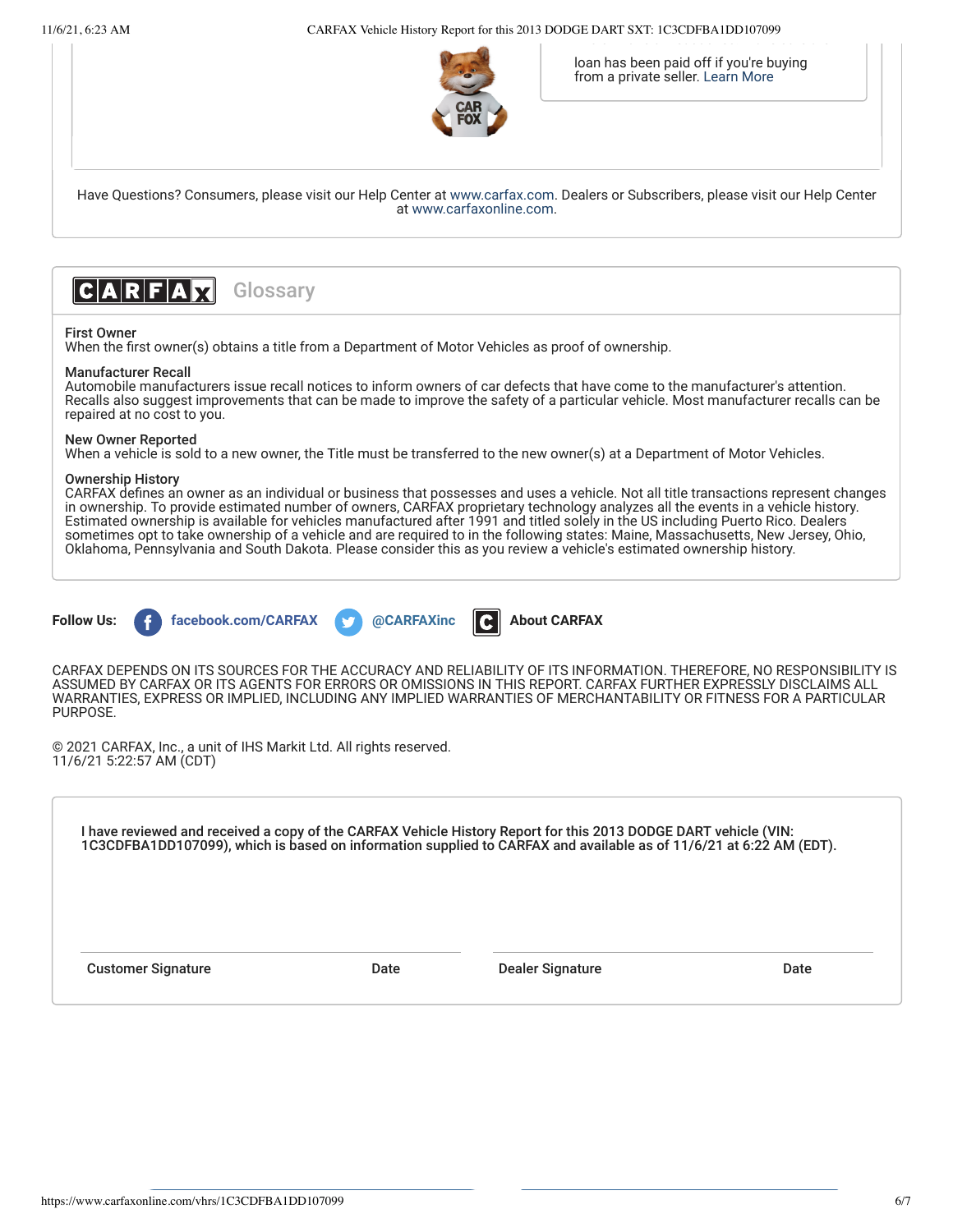loan has been paid off if you're buying from a private seller. Learn More

Have Questions? Consumers, please visit our Help Center at www.carfax.com. Dealers or Subscribers, please visit our Help Center at www.carfaxonline.com.

## CARFAX Glossary

**First Owner**
When the first owner(s) obtains a title from a Department of Motor Vehicles as proof of ownership.

**Manufacturer Recall**
Automobile manufacturers issue recall notices to inform owners of car defects that have come to the manufacturer's attention. Recalls also suggest improvements that can be made to improve the safety of a particular vehicle. Most manufacturer recalls can be repaired at no cost to you.

**New Owner Reported**
When a vehicle is sold to a new owner, the Title must be transferred to the new owner(s) at a Department of Motor Vehicles.

**Ownership History**
CARFAX defines an owner as an individual or business that possesses and uses a vehicle. Not all title transactions represent changes in ownership. To provide estimated number of owners, CARFAX proprietary technology analyzes all the events in a vehicle history. Estimated ownership is available for vehicles manufactured after 1991 and titled solely in the US including Puerto Rico. Dealers sometimes opt to take ownership of a vehicle and are required to in the following states: Maine, Massachusetts, New Jersey, Ohio, Oklahoma, Pennsylvania and South Dakota. Please consider this as you review a vehicle's estimated ownership history.

**Follow Us:** facebook.com/CARFAX @CARFAXinc **About CARFAX**

CARFAX DEPENDS ON ITS SOURCES FOR THE ACCURACY AND RELIABILITY OF ITS INFORMATION. THEREFORE, NO RESPONSIBILITY IS ASSUMED BY CARFAX OR ITS AGENTS FOR ERRORS OR OMISSIONS IN THIS REPORT. CARFAX FURTHER EXPRESSLY DISCLAIMS ALL WARRANTIES, EXPRESS OR IMPLIED, INCLUDING ANY IMPLIED WARRANTIES OF MERCHANTABILITY OR FITNESS FOR A PARTICULAR PURPOSE.

© 2021 CARFAX, Inc., a unit of IHS Markit Ltd. All rights reserved.
11/6/21 5:22:57 AM (CDT)

**I have reviewed and received a copy of the CARFAX Vehicle History Report for this 2013 DODGE DART vehicle (VIN: 1C3CDFBA1DD107099), which is based on information supplied to CARFAX and available as of 11/6/21 at 6:22 AM (EDT).**

| Customer Signature | Date | Dealer Signature | Date |
|---|---|---|---|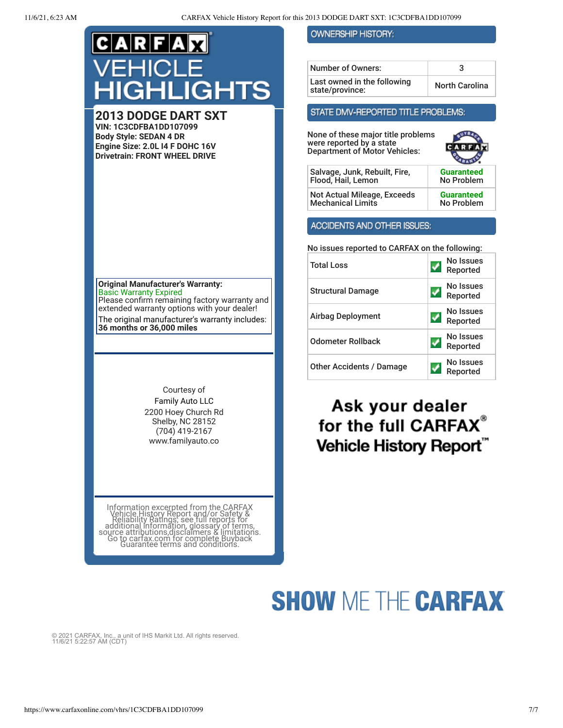# CARFAX VEHICLE HIGHLIGHTS

## 2013 DODGE DART SXT

**VIN: 1C3CDFBA1DD107099**
**Body Style: SEDAN 4 DR**
**Engine Size: 2.0L I4 F DOHC 16V**
**Drivetrain: FRONT WHEEL DRIVE**

**Original Manufacturer's Warranty:**
Basic Warranty Expired
Please confirm remaining factory warranty and extended warranty options with your dealer!
The original manufacturer's warranty includes:
**36 months or 36,000 miles**

Courtesy of
Family Auto LLC
2200 Hoey Church Rd
Shelby, NC 28152
(704) 419-2167
www.familyauto.co

Information excerpted from the CARFAX Vehicle History Report and/or Safety & Reliability Ratings; see full reports for additional information, glossary of terms, source attributions,disclaimers & limitations. Go to carfax.com for complete Buyback Guarantee terms and conditions.

## OWNERSHIP HISTORY:

| | |
|---|---|
| Number of Owners: | 3 |
| Last owned in the following state/province: | North Carolina |

## STATE DMV-REPORTED TITLE PROBLEMS:

None of these major title problems were reported by a state Department of Motor Vehicles:

| | |
|---|---|
| Salvage, Junk, Rebuilt, Fire, Flood, Hail, Lemon | Guaranteed No Problem |
| Not Actual Mileage, Exceeds Mechanical Limits | Guaranteed No Problem |

## ACCIDENTS AND OTHER ISSUES:

No issues reported to CARFAX on the following:

| | |
|---|---|
| Total Loss | No Issues Reported |
| Structural Damage | No Issues Reported |
| Airbag Deployment | No Issues Reported |
| Odometer Rollback | No Issues Reported |
| Other Accidents / Damage | No Issues Reported |

**Ask your dealer for the full CARFAX® Vehicle History Report™**

**SHOW ME THE CARFAX**

© 2021 CARFAX, Inc., a unit of IHS Markit Ltd. All rights reserved.
11/6/21 5:22:57 AM (CDT)